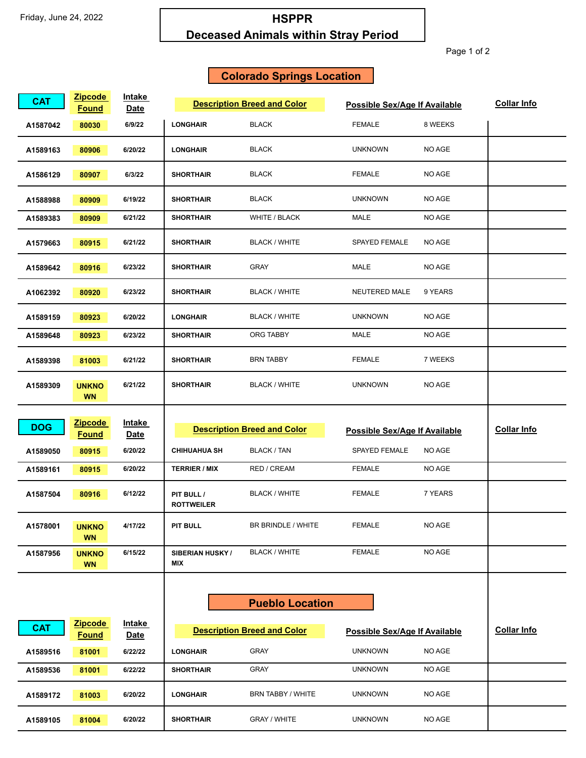Friday, June 24, 2022

# HSPPR
# Deceased Animals within Stray Period

## Colorado Springs Location

| CAT | Zipcode Found | Intake Date | Description Breed and Color | | Possible Sex/Age If Available | | Collar Info |
|---|---|---|---|---|---|---|---|
| A1587042 | 80030 | 6/9/22 | LONGHAIR | BLACK | FEMALE | 8 WEEKS | |
| A1589163 | 80906 | 6/20/22 | LONGHAIR | BLACK | UNKNOWN | NO AGE | |
| A1586129 | 80907 | 6/3/22 | SHORTHAIR | BLACK | FEMALE | NO AGE | |
| A1588988 | 80909 | 6/19/22 | SHORTHAIR | BLACK | UNKNOWN | NO AGE | |
| A1589383 | 80909 | 6/21/22 | SHORTHAIR | WHITE / BLACK | MALE | NO AGE | |
| A1579663 | 80915 | 6/21/22 | SHORTHAIR | BLACK / WHITE | SPAYED FEMALE | NO AGE | |
| A1589642 | 80916 | 6/23/22 | SHORTHAIR | GRAY | MALE | NO AGE | |
| A1062392 | 80920 | 6/23/22 | SHORTHAIR | BLACK / WHITE | NEUTERED MALE | 9 YEARS | |
| A1589159 | 80923 | 6/20/22 | LONGHAIR | BLACK / WHITE | UNKNOWN | NO AGE | |
| A1589648 | 80923 | 6/23/22 | SHORTHAIR | ORG TABBY | MALE | NO AGE | |
| A1589398 | 81003 | 6/21/22 | SHORTHAIR | BRN TABBY | FEMALE | 7 WEEKS | |
| A1589309 | UNKNOWN | 6/21/22 | SHORTHAIR | BLACK / WHITE | UNKNOWN | NO AGE | |

| DOG | Zipcode Found | Intake Date | Description Breed and Color | | Possible Sex/Age If Available | | Collar Info |
|---|---|---|---|---|---|---|---|
| A1589050 | 80915 | 6/20/22 | CHIHUAHUA SH | BLACK / TAN | SPAYED FEMALE | NO AGE | |
| A1589161 | 80915 | 6/20/22 | TERRIER / MIX | RED / CREAM | FEMALE | NO AGE | |
| A1587504 | 80916 | 6/12/22 | PIT BULL / ROTTWEILER | BLACK / WHITE | FEMALE | 7 YEARS | |
| A1578001 | UNKNOWN | 4/17/22 | PIT BULL | BR BRINDLE / WHITE | FEMALE | NO AGE | |
| A1587956 | UNKNOWN | 6/15/22 | SIBERIAN HUSKY / MIX | BLACK / WHITE | FEMALE | NO AGE | |

## Pueblo Location

| CAT | Zipcode Found | Intake Date | Description Breed and Color | | Possible Sex/Age If Available | | Collar Info |
|---|---|---|---|---|---|---|---|
| A1589516 | 81001 | 6/22/22 | LONGHAIR | GRAY | UNKNOWN | NO AGE | |
| A1589536 | 81001 | 6/22/22 | SHORTHAIR | GRAY | UNKNOWN | NO AGE | |
| A1589172 | 81003 | 6/20/22 | LONGHAIR | BRN TABBY / WHITE | UNKNOWN | NO AGE | |
| A1589105 | 81004 | 6/20/22 | SHORTHAIR | GRAY / WHITE | UNKNOWN | NO AGE | |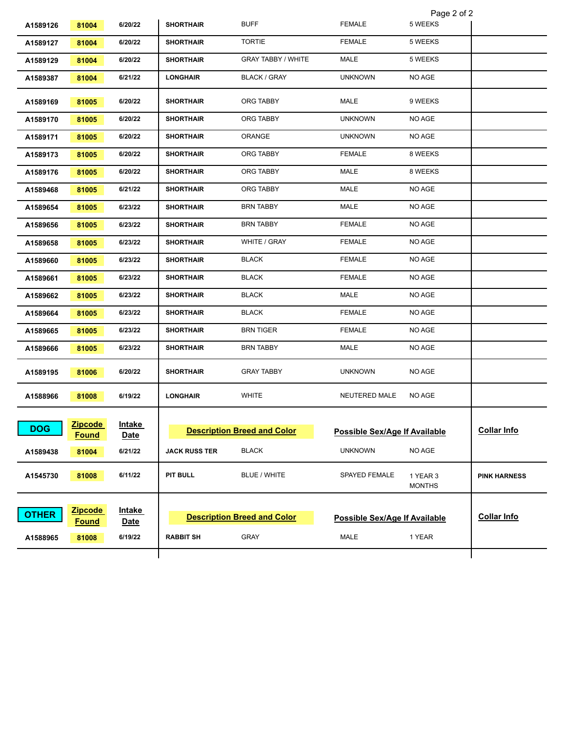| | | | | | | | |
|---|---|---|---|---|---|---|---|
| A1589126 | 81004 | 6/20/22 | SHORTHAIR | BUFF | FEMALE | 5 WEEKS | |
| A1589127 | 81004 | 6/20/22 | SHORTHAIR | TORTIE | FEMALE | 5 WEEKS | |
| A1589129 | 81004 | 6/20/22 | SHORTHAIR | GRAY TABBY / WHITE | MALE | 5 WEEKS | |
| A1589387 | 81004 | 6/21/22 | LONGHAIR | BLACK / GRAY | UNKNOWN | NO AGE | |
| A1589169 | 81005 | 6/20/22 | SHORTHAIR | ORG TABBY | MALE | 9 WEEKS | |
| A1589170 | 81005 | 6/20/22 | SHORTHAIR | ORG TABBY | UNKNOWN | NO AGE | |
| A1589171 | 81005 | 6/20/22 | SHORTHAIR | ORANGE | UNKNOWN | NO AGE | |
| A1589173 | 81005 | 6/20/22 | SHORTHAIR | ORG TABBY | FEMALE | 8 WEEKS | |
| A1589176 | 81005 | 6/20/22 | SHORTHAIR | ORG TABBY | MALE | 8 WEEKS | |
| A1589468 | 81005 | 6/21/22 | SHORTHAIR | ORG TABBY | MALE | NO AGE | |
| A1589654 | 81005 | 6/23/22 | SHORTHAIR | BRN TABBY | MALE | NO AGE | |
| A1589656 | 81005 | 6/23/22 | SHORTHAIR | BRN TABBY | FEMALE | NO AGE | |
| A1589658 | 81005 | 6/23/22 | SHORTHAIR | WHITE / GRAY | FEMALE | NO AGE | |
| A1589660 | 81005 | 6/23/22 | SHORTHAIR | BLACK | FEMALE | NO AGE | |
| A1589661 | 81005 | 6/23/22 | SHORTHAIR | BLACK | FEMALE | NO AGE | |
| A1589662 | 81005 | 6/23/22 | SHORTHAIR | BLACK | MALE | NO AGE | |
| A1589664 | 81005 | 6/23/22 | SHORTHAIR | BLACK | FEMALE | NO AGE | |
| A1589665 | 81005 | 6/23/22 | SHORTHAIR | BRN TIGER | FEMALE | NO AGE | |
| A1589666 | 81005 | 6/23/22 | SHORTHAIR | BRN TABBY | MALE | NO AGE | |
| A1589195 | 81006 | 6/20/22 | SHORTHAIR | GRAY TABBY | UNKNOWN | NO AGE | |
| A1588966 | 81008 | 6/19/22 | LONGHAIR | WHITE | NEUTERED MALE | NO AGE | |

| DOG | Zipcode Found | Intake Date | Description Breed and Color | | Possible Sex/Age If Available | | Collar Info |
|---|---|---|---|---|---|---|---|
| A1589438 | 81004 | 6/21/22 | JACK RUSS TER | BLACK | UNKNOWN | NO AGE | |
| A1545730 | 81008 | 6/11/22 | PIT BULL | BLUE / WHITE | SPAYED FEMALE | 1 YEAR 3 MONTHS | PINK HARNESS |

| OTHER | Zipcode Found | Intake Date | Description Breed and Color | | Possible Sex/Age If Available | | Collar Info |
|---|---|---|---|---|---|---|---|
| A1588965 | 81008 | 6/19/22 | RABBIT SH | GRAY | MALE | 1 YEAR | |